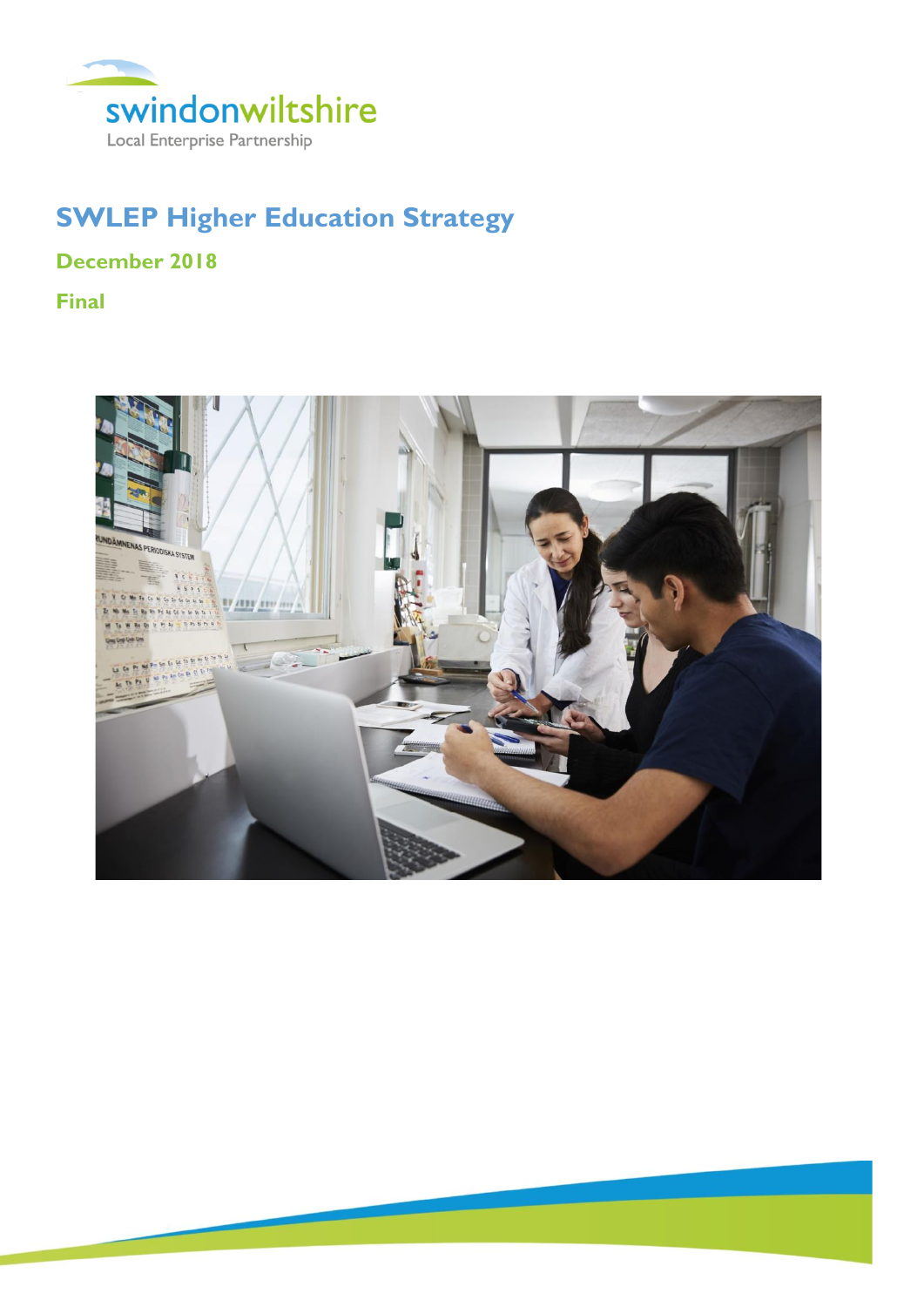swindonwiltshire

Local Enterprise Partnership

# SWLEP Higher Education Strategy

## December 2018

## Final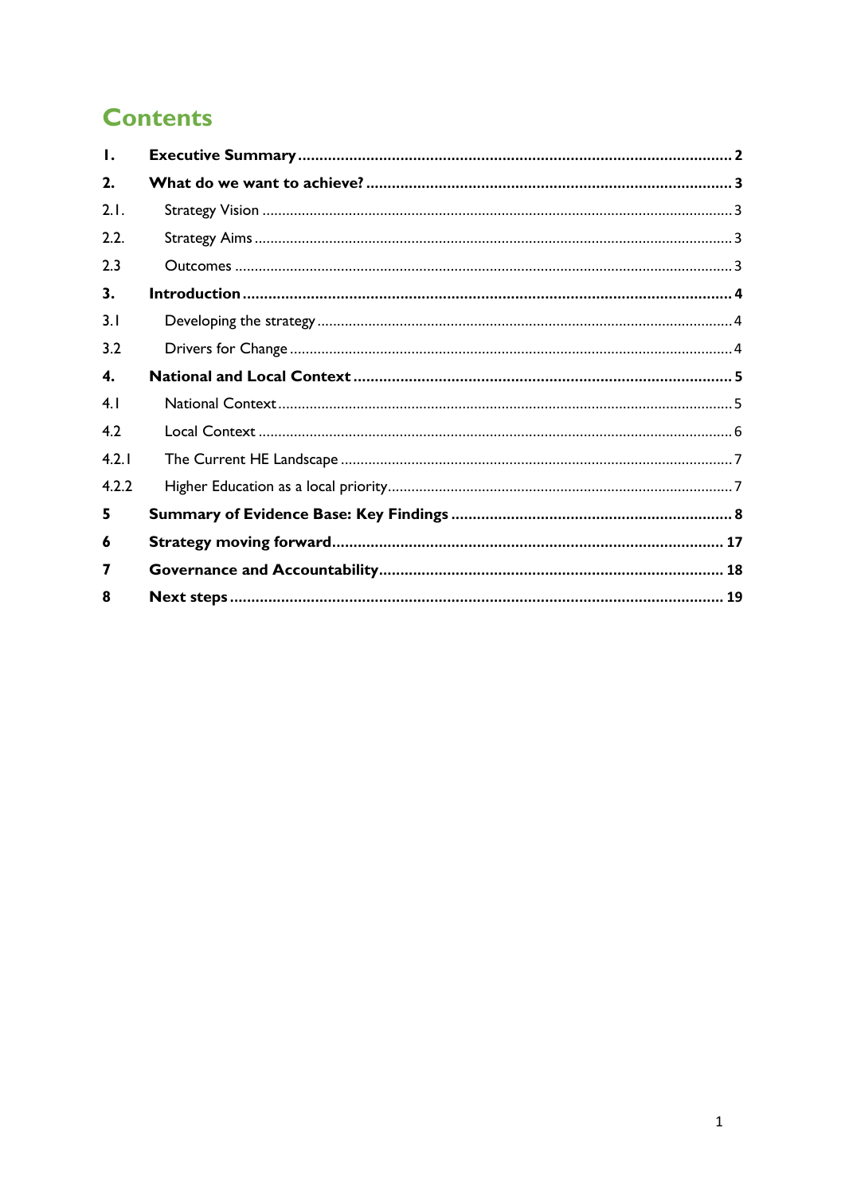# Contents

| | | |
|---|---|---|
| **1.** | **Executive Summary** | **2** |
| **2.** | **What do we want to achieve?** | **3** |
| 2.1. | Strategy Vision | 3 |
| 2.2. | Strategy Aims | 3 |
| 2.3 | Outcomes | 3 |
| **3.** | **Introduction** | **4** |
| 3.1 | Developing the strategy | 4 |
| 3.2 | Drivers for Change | 4 |
| **4.** | **National and Local Context** | **5** |
| 4.1 | National Context | 5 |
| 4.2 | Local Context | 6 |
| 4.2.1 | The Current HE Landscape | 7 |
| 4.2.2 | Higher Education as a local priority | 7 |
| **5** | **Summary of Evidence Base: Key Findings** | **8** |
| **6** | **Strategy moving forward** | **17** |
| **7** | **Governance and Accountability** | **18** |
| **8** | **Next steps** | **19** |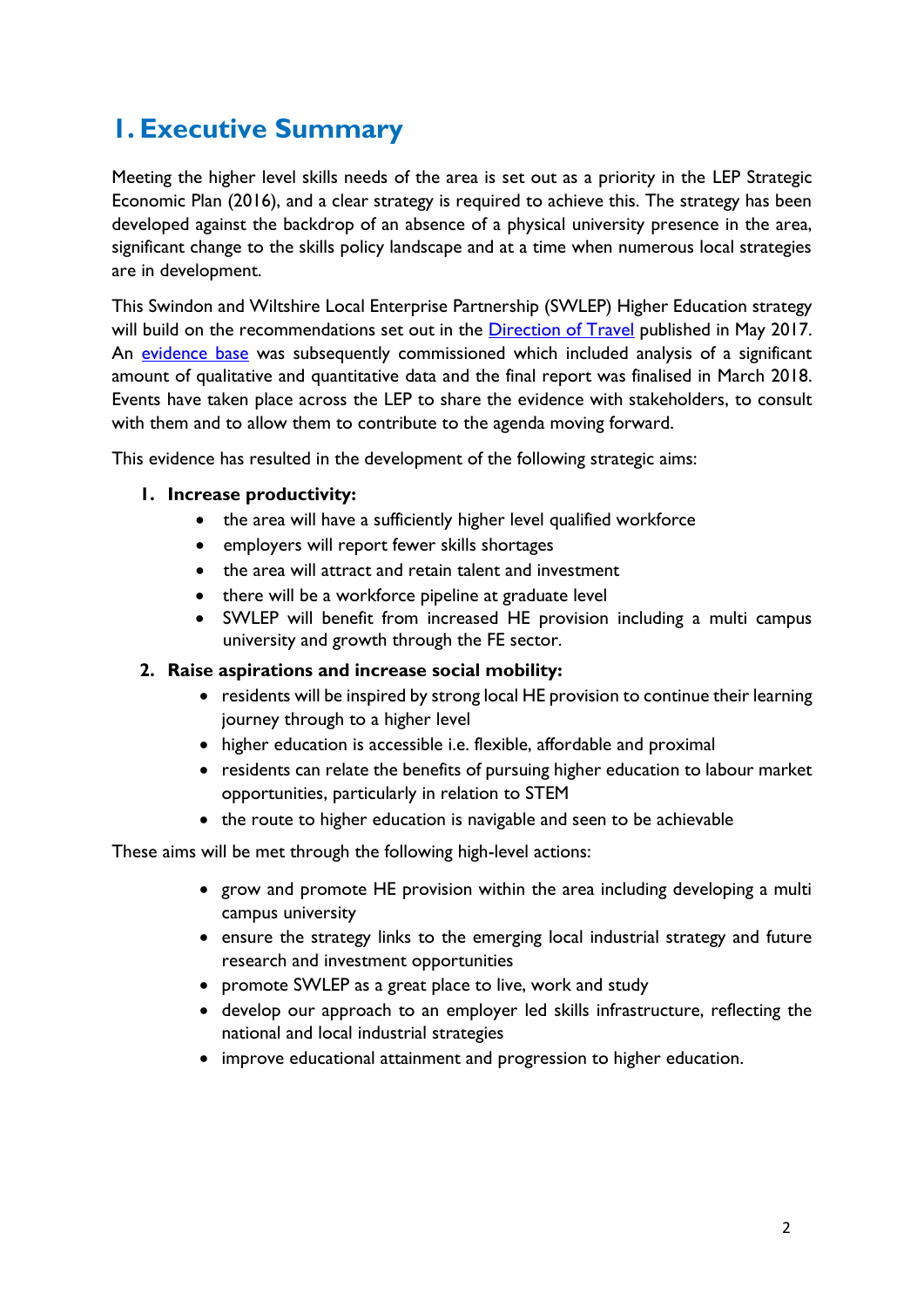# 1. Executive Summary

Meeting the higher level skills needs of the area is set out as a priority in the LEP Strategic Economic Plan (2016), and a clear strategy is required to achieve this. The strategy has been developed against the backdrop of an absence of a physical university presence in the area, significant change to the skills policy landscape and at a time when numerous local strategies are in development.

This Swindon and Wiltshire Local Enterprise Partnership (SWLEP) Higher Education strategy will build on the recommendations set out in the Direction of Travel published in May 2017. An evidence base was subsequently commissioned which included analysis of a significant amount of qualitative and quantitative data and the final report was finalised in March 2018. Events have taken place across the LEP to share the evidence with stakeholders, to consult with them and to allow them to contribute to the agenda moving forward.

This evidence has resulted in the development of the following strategic aims:

1. **Increase productivity:**
   - the area will have a sufficiently higher level qualified workforce
   - employers will report fewer skills shortages
   - the area will attract and retain talent and investment
   - there will be a workforce pipeline at graduate level
   - SWLEP will benefit from increased HE provision including a multi campus university and growth through the FE sector.
2. **Raise aspirations and increase social mobility:**
   - residents will be inspired by strong local HE provision to continue their learning journey through to a higher level
   - higher education is accessible i.e. flexible, affordable and proximal
   - residents can relate the benefits of pursuing higher education to labour market opportunities, particularly in relation to STEM
   - the route to higher education is navigable and seen to be achievable

These aims will be met through the following high-level actions:

- grow and promote HE provision within the area including developing a multi campus university
- ensure the strategy links to the emerging local industrial strategy and future research and investment opportunities
- promote SWLEP as a great place to live, work and study
- develop our approach to an employer led skills infrastructure, reflecting the national and local industrial strategies
- improve educational attainment and progression to higher education.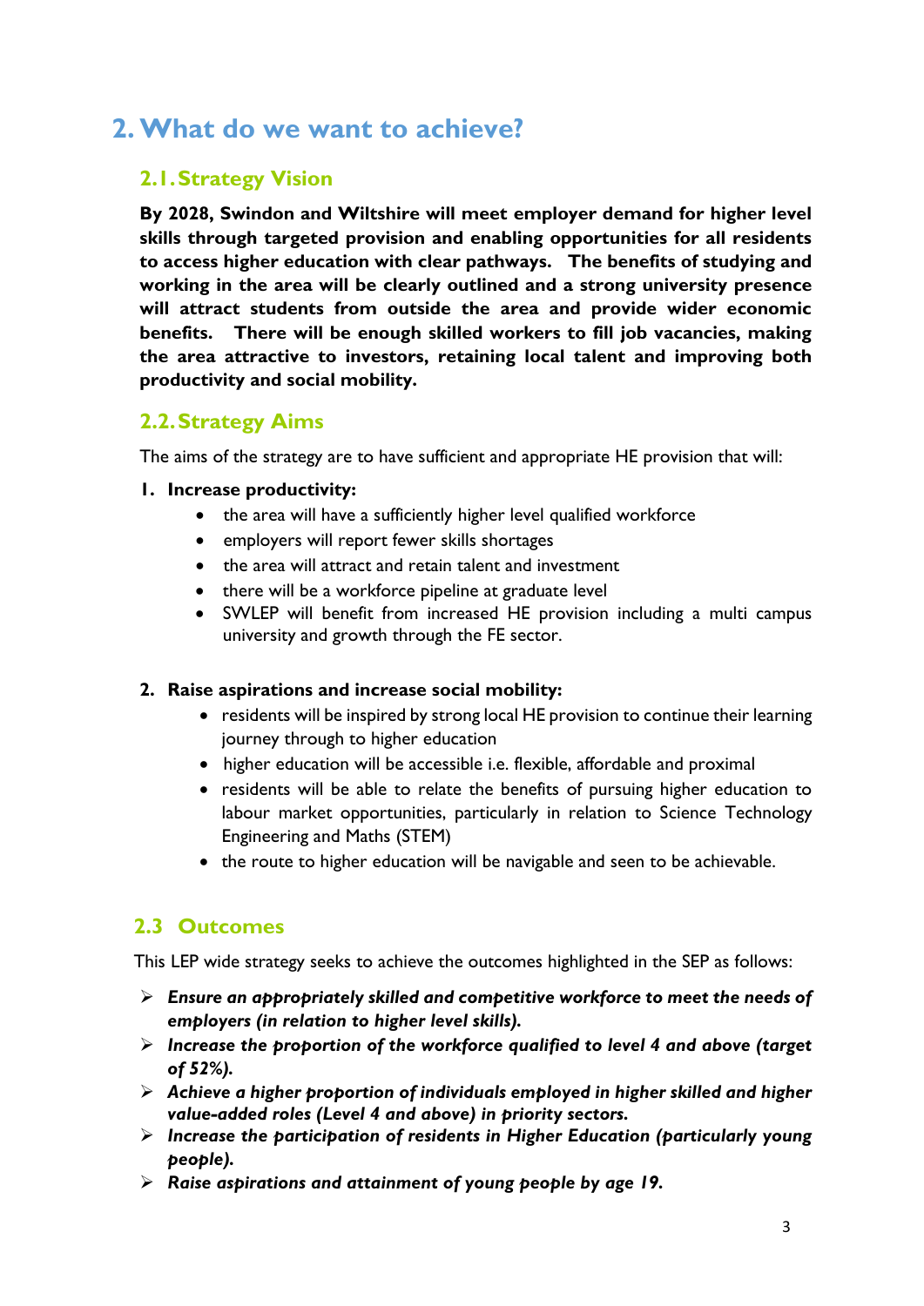# 2. What do we want to achieve?

## 2.1. Strategy Vision

**By 2028, Swindon and Wiltshire will meet employer demand for higher level skills through targeted provision and enabling opportunities for all residents to access higher education with clear pathways. The benefits of studying and working in the area will be clearly outlined and a strong university presence will attract students from outside the area and provide wider economic benefits. There will be enough skilled workers to fill job vacancies, making the area attractive to investors, retaining local talent and improving both productivity and social mobility.**

## 2.2. Strategy Aims

The aims of the strategy are to have sufficient and appropriate HE provision that will:

1. **Increase productivity:**
   - the area will have a sufficiently higher level qualified workforce
   - employers will report fewer skills shortages
   - the area will attract and retain talent and investment
   - there will be a workforce pipeline at graduate level
   - SWLEP will benefit from increased HE provision including a multi campus university and growth through the FE sector.

2. **Raise aspirations and increase social mobility:**
   - residents will be inspired by strong local HE provision to continue their learning journey through to higher education
   - higher education will be accessible i.e. flexible, affordable and proximal
   - residents will be able to relate the benefits of pursuing higher education to labour market opportunities, particularly in relation to Science Technology Engineering and Maths (STEM)
   - the route to higher education will be navigable and seen to be achievable.

## 2.3 Outcomes

This LEP wide strategy seeks to achieve the outcomes highlighted in the SEP as follows:

- ***Ensure an appropriately skilled and competitive workforce to meet the needs of employers (in relation to higher level skills).***
- ***Increase the proportion of the workforce qualified to level 4 and above (target of 52%).***
- ***Achieve a higher proportion of individuals employed in higher skilled and higher value-added roles (Level 4 and above) in priority sectors.***
- ***Increase the participation of residents in Higher Education (particularly young people).***
- ***Raise aspirations and attainment of young people by age 19.***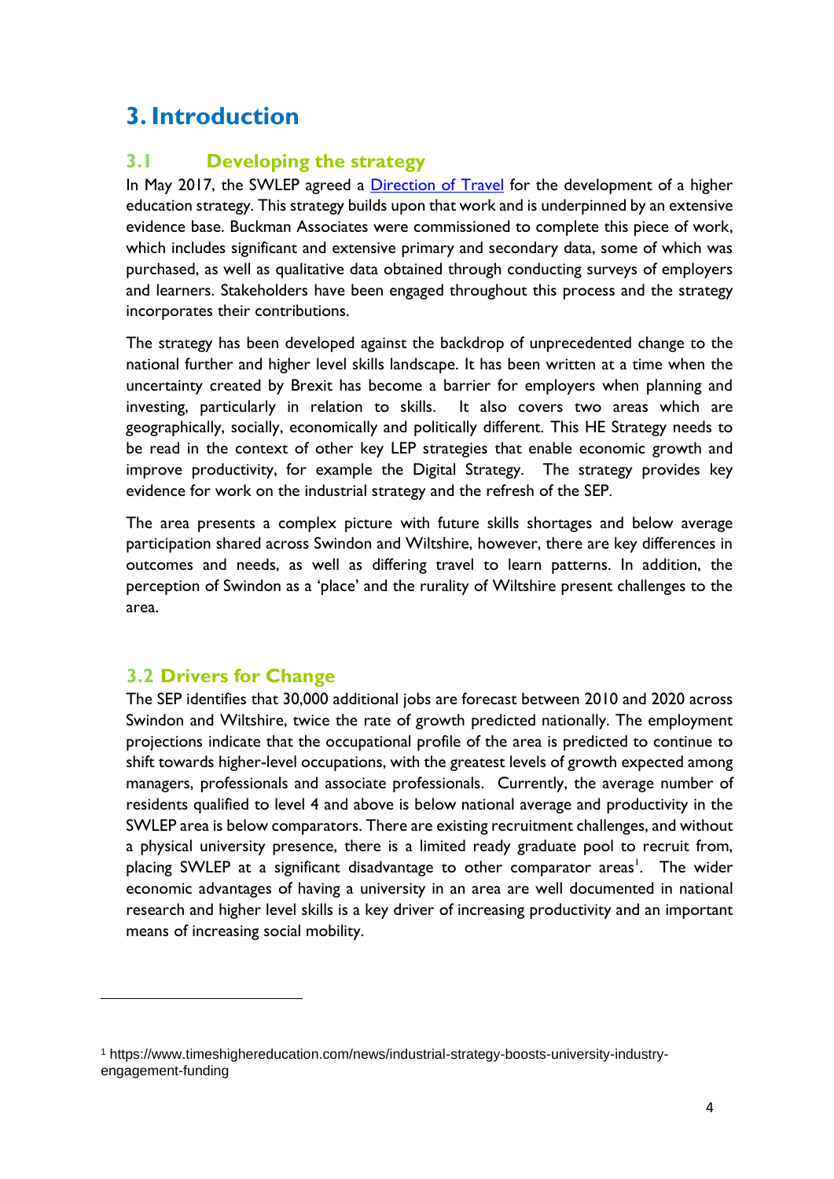# 3. Introduction

## 3.1 Developing the strategy

In May 2017, the SWLEP agreed a Direction of Travel for the development of a higher education strategy. This strategy builds upon that work and is underpinned by an extensive evidence base. Buckman Associates were commissioned to complete this piece of work, which includes significant and extensive primary and secondary data, some of which was purchased, as well as qualitative data obtained through conducting surveys of employers and learners. Stakeholders have been engaged throughout this process and the strategy incorporates their contributions.

The strategy has been developed against the backdrop of unprecedented change to the national further and higher level skills landscape. It has been written at a time when the uncertainty created by Brexit has become a barrier for employers when planning and investing, particularly in relation to skills. It also covers two areas which are geographically, socially, economically and politically different. This HE Strategy needs to be read in the context of other key LEP strategies that enable economic growth and improve productivity, for example the Digital Strategy. The strategy provides key evidence for work on the industrial strategy and the refresh of the SEP.

The area presents a complex picture with future skills shortages and below average participation shared across Swindon and Wiltshire, however, there are key differences in outcomes and needs, as well as differing travel to learn patterns. In addition, the perception of Swindon as a 'place' and the rurality of Wiltshire present challenges to the area.

## 3.2 Drivers for Change

The SEP identifies that 30,000 additional jobs are forecast between 2010 and 2020 across Swindon and Wiltshire, twice the rate of growth predicted nationally. The employment projections indicate that the occupational profile of the area is predicted to continue to shift towards higher-level occupations, with the greatest levels of growth expected among managers, professionals and associate professionals. Currently, the average number of residents qualified to level 4 and above is below national average and productivity in the SWLEP area is below comparators. There are existing recruitment challenges, and without a physical university presence, there is a limited ready graduate pool to recruit from, placing SWLEP at a significant disadvantage to other comparator areas[1]. The wider economic advantages of having a university in an area are well documented in national research and higher level skills is a key driver of increasing productivity and an important means of increasing social mobility.

---

[1] https://www.timeshighereducation.com/news/industrial-strategy-boosts-university-industry-engagement-funding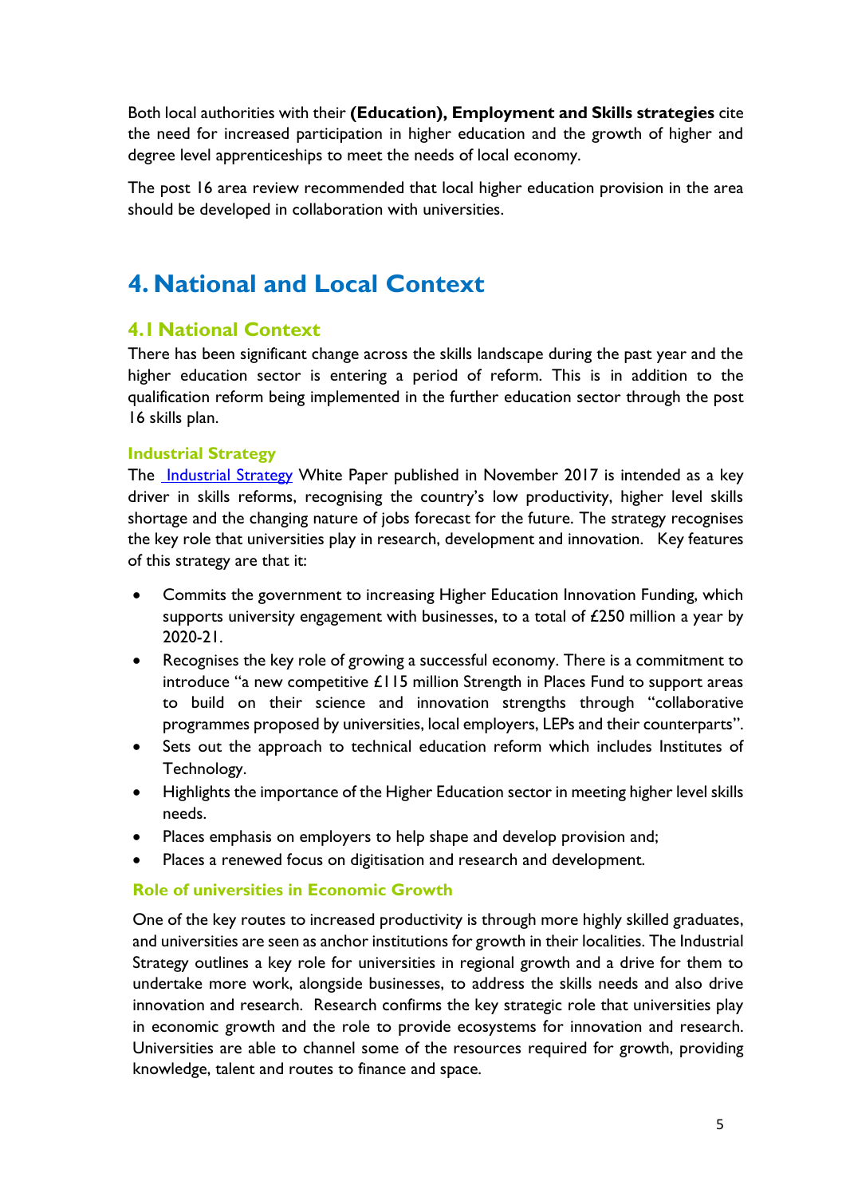Both local authorities with their **(Education), Employment and Skills strategies** cite the need for increased participation in higher education and the growth of higher and degree level apprenticeships to meet the needs of local economy.

The post 16 area review recommended that local higher education provision in the area should be developed in collaboration with universities.

# 4. National and Local Context

## 4.1 National Context

There has been significant change across the skills landscape during the past year and the higher education sector is entering a period of reform. This is in addition to the qualification reform being implemented in the further education sector through the post 16 skills plan.

### Industrial Strategy

The Industrial Strategy White Paper published in November 2017 is intended as a key driver in skills reforms, recognising the country's low productivity, higher level skills shortage and the changing nature of jobs forecast for the future. The strategy recognises the key role that universities play in research, development and innovation. Key features of this strategy are that it:

- Commits the government to increasing Higher Education Innovation Funding, which supports university engagement with businesses, to a total of £250 million a year by 2020-21.
- Recognises the key role of growing a successful economy. There is a commitment to introduce "a new competitive £115 million Strength in Places Fund to support areas to build on their science and innovation strengths through "collaborative programmes proposed by universities, local employers, LEPs and their counterparts".
- Sets out the approach to technical education reform which includes Institutes of Technology.
- Highlights the importance of the Higher Education sector in meeting higher level skills needs.
- Places emphasis on employers to help shape and develop provision and;
- Places a renewed focus on digitisation and research and development.

### Role of universities in Economic Growth

One of the key routes to increased productivity is through more highly skilled graduates, and universities are seen as anchor institutions for growth in their localities. The Industrial Strategy outlines a key role for universities in regional growth and a drive for them to undertake more work, alongside businesses, to address the skills needs and also drive innovation and research. Research confirms the key strategic role that universities play in economic growth and the role to provide ecosystems for innovation and research. Universities are able to channel some of the resources required for growth, providing knowledge, talent and routes to finance and space.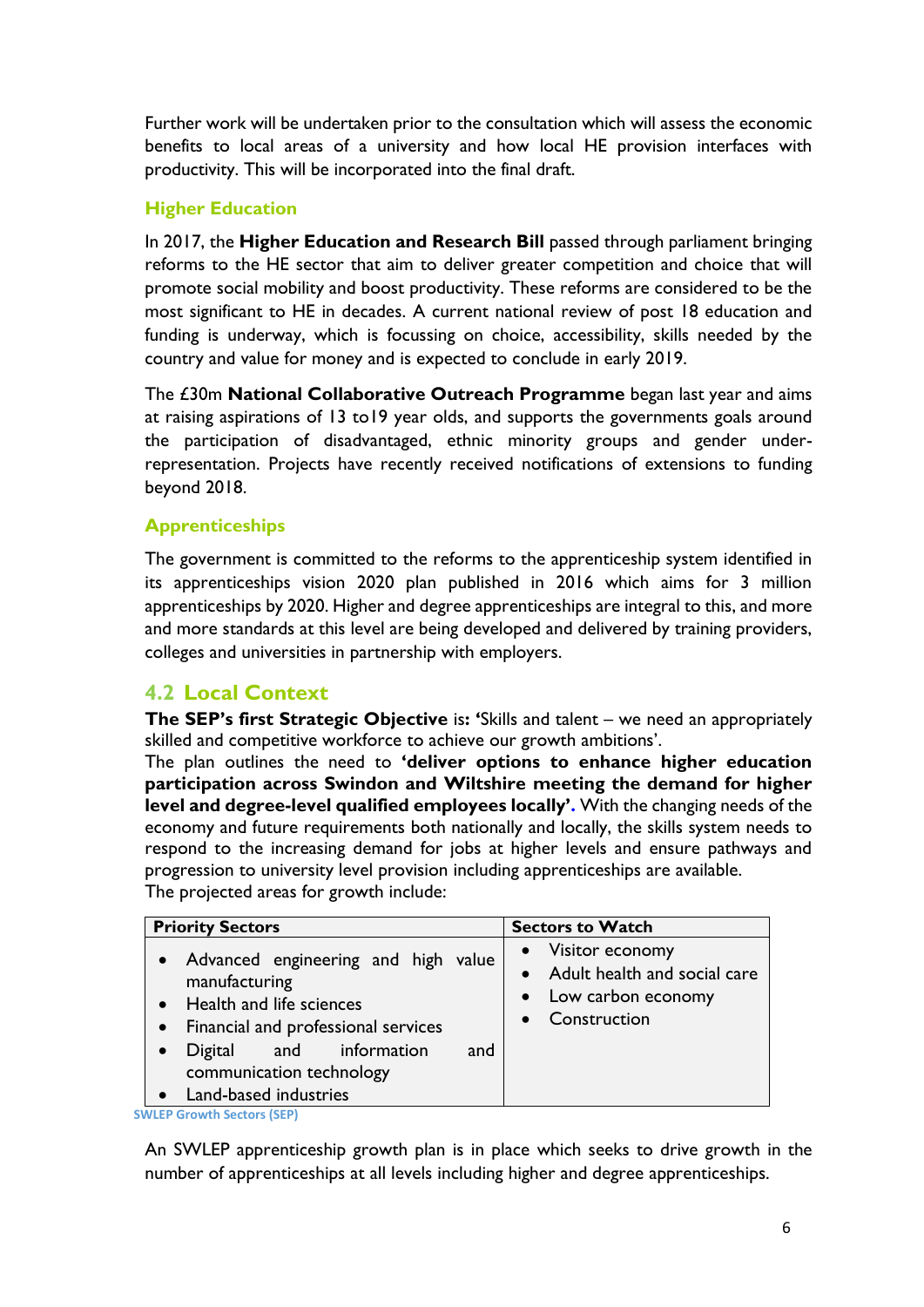Further work will be undertaken prior to the consultation which will assess the economic benefits to local areas of a university and how local HE provision interfaces with productivity. This will be incorporated into the final draft.

### Higher Education

In 2017, the **Higher Education and Research Bill** passed through parliament bringing reforms to the HE sector that aim to deliver greater competition and choice that will promote social mobility and boost productivity. These reforms are considered to be the most significant to HE in decades. A current national review of post 18 education and funding is underway, which is focussing on choice, accessibility, skills needed by the country and value for money and is expected to conclude in early 2019.

The £30m **National Collaborative Outreach Programme** began last year and aims at raising aspirations of 13 to19 year olds, and supports the governments goals around the participation of disadvantaged, ethnic minority groups and gender under-representation. Projects have recently received notifications of extensions to funding beyond 2018.

### Apprenticeships

The government is committed to the reforms to the apprenticeship system identified in its apprenticeships vision 2020 plan published in 2016 which aims for 3 million apprenticeships by 2020. Higher and degree apprenticeships are integral to this, and more and more standards at this level are being developed and delivered by training providers, colleges and universities in partnership with employers.

## 4.2 Local Context

**The SEP's first Strategic Objective** is**: '**Skills and talent – we need an appropriately skilled and competitive workforce to achieve our growth ambitions'.
The plan outlines the need to **'deliver options to enhance higher education participation across Swindon and Wiltshire meeting the demand for higher level and degree-level qualified employees locally'.** With the changing needs of the economy and future requirements both nationally and locally, the skills system needs to respond to the increasing demand for jobs at higher levels and ensure pathways and progression to university level provision including apprenticeships are available.
The projected areas for growth include:

| Priority Sectors | Sectors to Watch |
|---|---|
| • Advanced engineering and high value manufacturing<br>• Health and life sciences<br>• Financial and professional services<br>• Digital and information and communication technology<br>• Land-based industries | • Visitor economy<br>• Adult health and social care<br>• Low carbon economy<br>• Construction |

SWLEP Growth Sectors (SEP)

An SWLEP apprenticeship growth plan is in place which seeks to drive growth in the number of apprenticeships at all levels including higher and degree apprenticeships.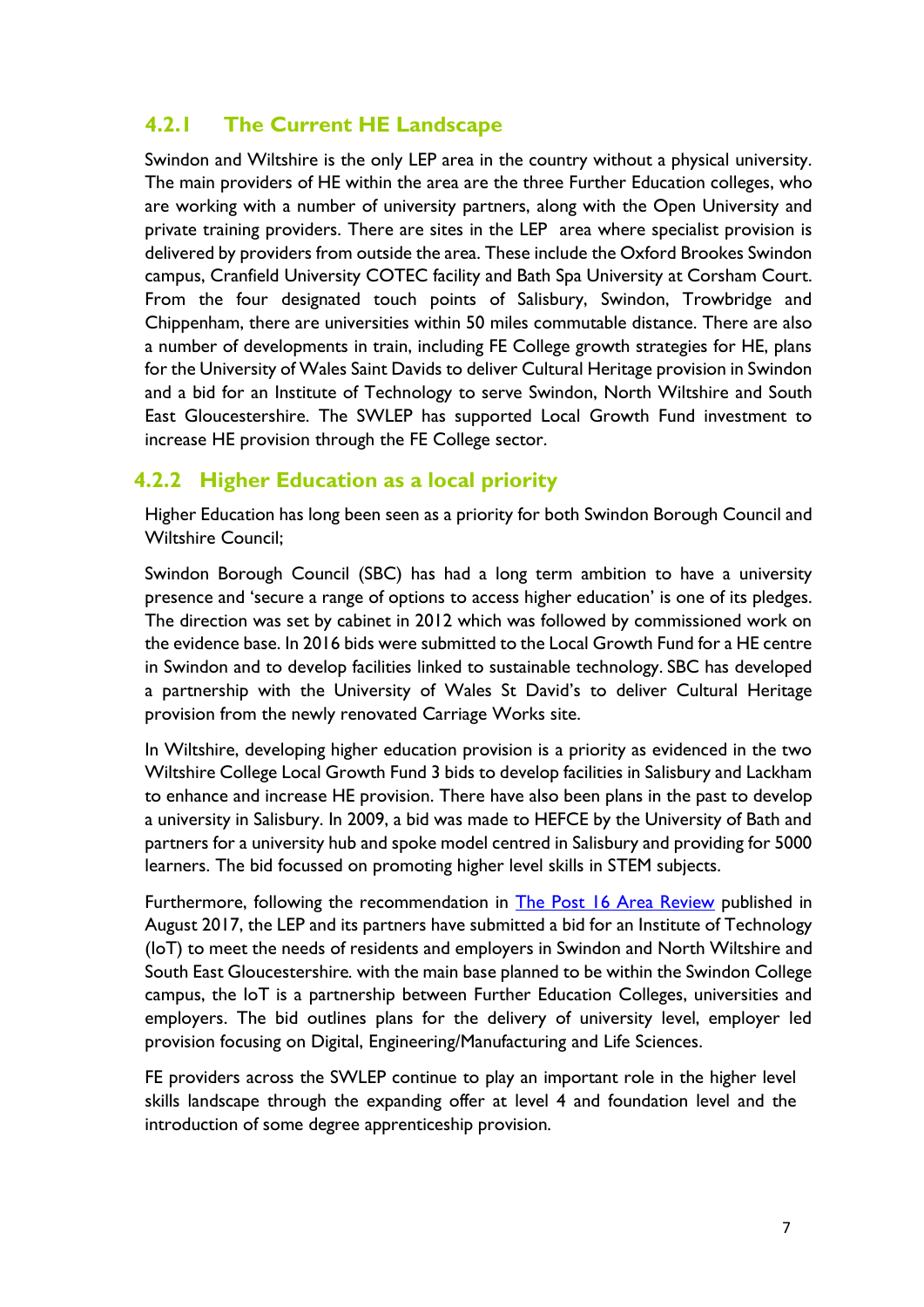### 4.2.1 The Current HE Landscape

Swindon and Wiltshire is the only LEP area in the country without a physical university. The main providers of HE within the area are the three Further Education colleges, who are working with a number of university partners, along with the Open University and private training providers. There are sites in the LEP area where specialist provision is delivered by providers from outside the area. These include the Oxford Brookes Swindon campus, Cranfield University COTEC facility and Bath Spa University at Corsham Court. From the four designated touch points of Salisbury, Swindon, Trowbridge and Chippenham, there are universities within 50 miles commutable distance. There are also a number of developments in train, including FE College growth strategies for HE, plans for the University of Wales Saint Davids to deliver Cultural Heritage provision in Swindon and a bid for an Institute of Technology to serve Swindon, North Wiltshire and South East Gloucestershire. The SWLEP has supported Local Growth Fund investment to increase HE provision through the FE College sector.

### 4.2.2 Higher Education as a local priority

Higher Education has long been seen as a priority for both Swindon Borough Council and Wiltshire Council;

Swindon Borough Council (SBC) has had a long term ambition to have a university presence and 'secure a range of options to access higher education' is one of its pledges. The direction was set by cabinet in 2012 which was followed by commissioned work on the evidence base. In 2016 bids were submitted to the Local Growth Fund for a HE centre in Swindon and to develop facilities linked to sustainable technology. SBC has developed a partnership with the University of Wales St David's to deliver Cultural Heritage provision from the newly renovated Carriage Works site.

In Wiltshire, developing higher education provision is a priority as evidenced in the two Wiltshire College Local Growth Fund 3 bids to develop facilities in Salisbury and Lackham to enhance and increase HE provision. There have also been plans in the past to develop a university in Salisbury. In 2009, a bid was made to HEFCE by the University of Bath and partners for a university hub and spoke model centred in Salisbury and providing for 5000 learners. The bid focussed on promoting higher level skills in STEM subjects.

Furthermore, following the recommendation in The Post 16 Area Review published in August 2017, the LEP and its partners have submitted a bid for an Institute of Technology (IoT) to meet the needs of residents and employers in Swindon and North Wiltshire and South East Gloucestershire. with the main base planned to be within the Swindon College campus, the IoT is a partnership between Further Education Colleges, universities and employers. The bid outlines plans for the delivery of university level, employer led provision focusing on Digital, Engineering/Manufacturing and Life Sciences.

FE providers across the SWLEP continue to play an important role in the higher level skills landscape through the expanding offer at level 4 and foundation level and the introduction of some degree apprenticeship provision.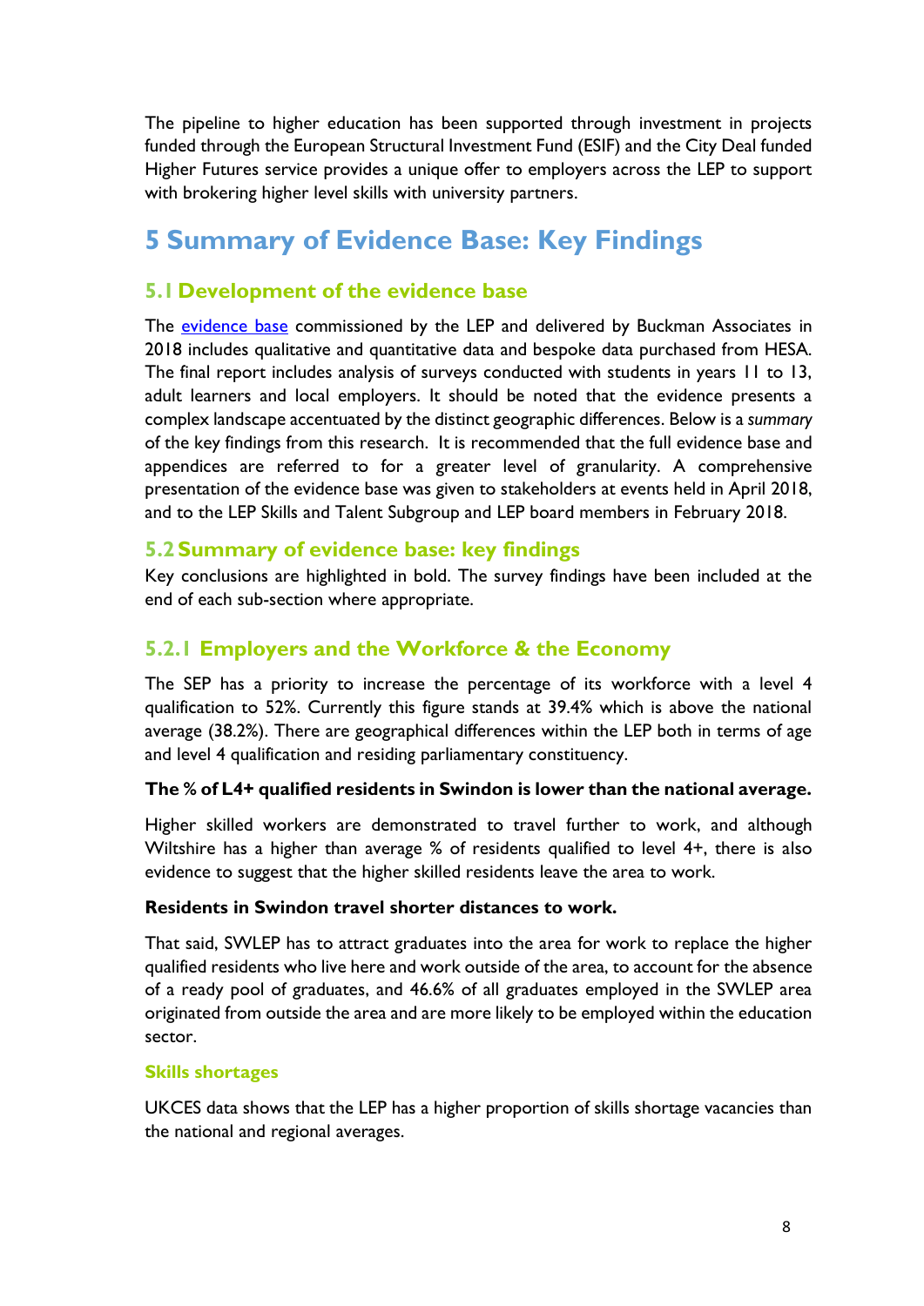The pipeline to higher education has been supported through investment in projects funded through the European Structural Investment Fund (ESIF) and the City Deal funded Higher Futures service provides a unique offer to employers across the LEP to support with brokering higher level skills with university partners.

# 5 Summary of Evidence Base: Key Findings

## 5.1 Development of the evidence base

The evidence base commissioned by the LEP and delivered by Buckman Associates in 2018 includes qualitative and quantitative data and bespoke data purchased from HESA. The final report includes analysis of surveys conducted with students in years 11 to 13, adult learners and local employers. It should be noted that the evidence presents a complex landscape accentuated by the distinct geographic differences. Below is a *summary* of the key findings from this research. It is recommended that the full evidence base and appendices are referred to for a greater level of granularity. A comprehensive presentation of the evidence base was given to stakeholders at events held in April 2018, and to the LEP Skills and Talent Subgroup and LEP board members in February 2018.

## 5.2 Summary of evidence base: key findings

Key conclusions are highlighted in bold. The survey findings have been included at the end of each sub-section where appropriate.

### 5.2.1 Employers and the Workforce & the Economy

The SEP has a priority to increase the percentage of its workforce with a level 4 qualification to 52%. Currently this figure stands at 39.4% which is above the national average (38.2%). There are geographical differences within the LEP both in terms of age and level 4 qualification and residing parliamentary constituency.

**The % of L4+ qualified residents in Swindon is lower than the national average.**

Higher skilled workers are demonstrated to travel further to work, and although Wiltshire has a higher than average % of residents qualified to level 4+, there is also evidence to suggest that the higher skilled residents leave the area to work.

**Residents in Swindon travel shorter distances to work.**

That said, SWLEP has to attract graduates into the area for work to replace the higher qualified residents who live here and work outside of the area, to account for the absence of a ready pool of graduates, and 46.6% of all graduates employed in the SWLEP area originated from outside the area and are more likely to be employed within the education sector.

#### Skills shortages

UKCES data shows that the LEP has a higher proportion of skills shortage vacancies than the national and regional averages.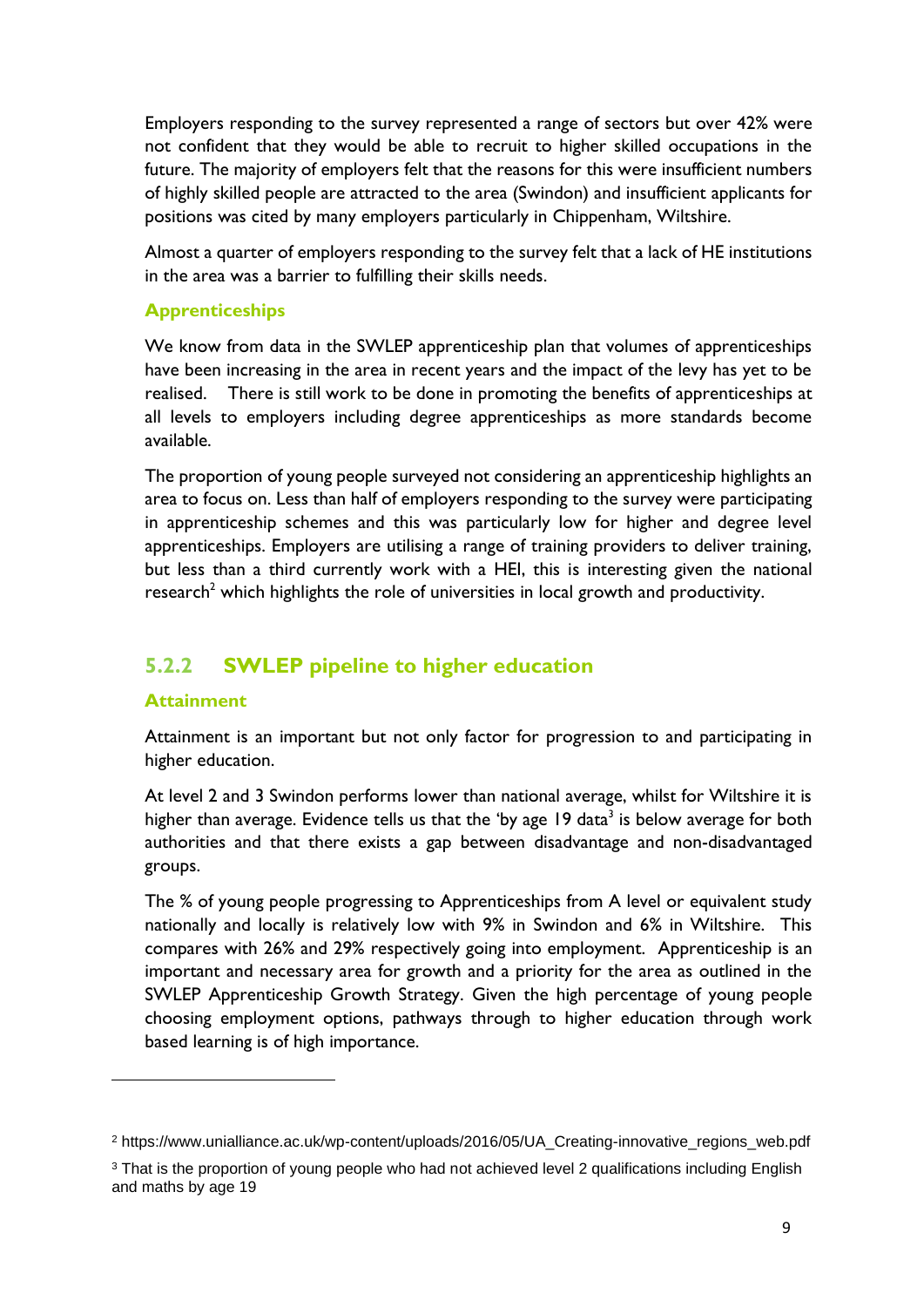Employers responding to the survey represented a range of sectors but over 42% were not confident that they would be able to recruit to higher skilled occupations in the future. The majority of employers felt that the reasons for this were insufficient numbers of highly skilled people are attracted to the area (Swindon) and insufficient applicants for positions was cited by many employers particularly in Chippenham, Wiltshire.

Almost a quarter of employers responding to the survey felt that a lack of HE institutions in the area was a barrier to fulfilling their skills needs.

#### Apprenticeships

We know from data in the SWLEP apprenticeship plan that volumes of apprenticeships have been increasing in the area in recent years and the impact of the levy has yet to be realised. There is still work to be done in promoting the benefits of apprenticeships at all levels to employers including degree apprenticeships as more standards become available.

The proportion of young people surveyed not considering an apprenticeship highlights an area to focus on. Less than half of employers responding to the survey were participating in apprenticeship schemes and this was particularly low for higher and degree level apprenticeships. Employers are utilising a range of training providers to deliver training, but less than a third currently work with a HEI, this is interesting given the national research[2] which highlights the role of universities in local growth and productivity.

### 5.2.2 SWLEP pipeline to higher education

#### Attainment

Attainment is an important but not only factor for progression to and participating in higher education.

At level 2 and 3 Swindon performs lower than national average, whilst for Wiltshire it is higher than average. Evidence tells us that the 'by age 19 data[3] is below average for both authorities and that there exists a gap between disadvantage and non-disadvantaged groups.

The % of young people progressing to Apprenticeships from A level or equivalent study nationally and locally is relatively low with 9% in Swindon and 6% in Wiltshire. This compares with 26% and 29% respectively going into employment. Apprenticeship is an important and necessary area for growth and a priority for the area as outlined in the SWLEP Apprenticeship Growth Strategy. Given the high percentage of young people choosing employment options, pathways through to higher education through work based learning is of high importance.

---

[2] https://www.unialliance.ac.uk/wp-content/uploads/2016/05/UA_Creating-innovative_regions_web.pdf

[3] That is the proportion of young people who had not achieved level 2 qualifications including English and maths by age 19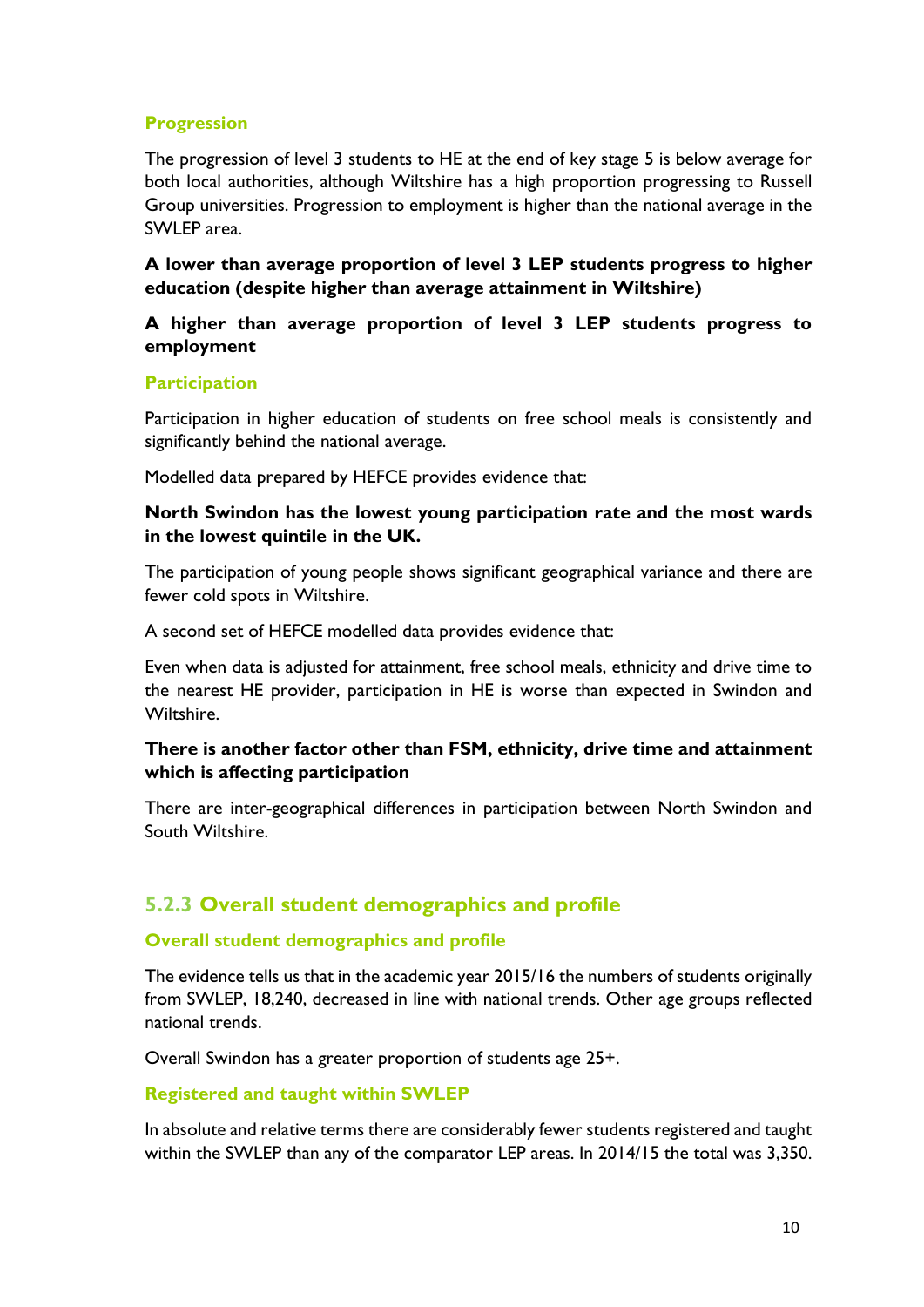#### Progression

The progression of level 3 students to HE at the end of key stage 5 is below average for both local authorities, although Wiltshire has a high proportion progressing to Russell Group universities. Progression to employment is higher than the national average in the SWLEP area.

**A lower than average proportion of level 3 LEP students progress to higher education (despite higher than average attainment in Wiltshire)**

**A higher than average proportion of level 3 LEP students progress to employment**

#### Participation

Participation in higher education of students on free school meals is consistently and significantly behind the national average.

Modelled data prepared by HEFCE provides evidence that:

**North Swindon has the lowest young participation rate and the most wards in the lowest quintile in the UK.**

The participation of young people shows significant geographical variance and there are fewer cold spots in Wiltshire.

A second set of HEFCE modelled data provides evidence that:

Even when data is adjusted for attainment, free school meals, ethnicity and drive time to the nearest HE provider, participation in HE is worse than expected in Swindon and Wiltshire.

**There is another factor other than FSM, ethnicity, drive time and attainment which is affecting participation**

There are inter-geographical differences in participation between North Swindon and South Wiltshire.

### 5.2.3 Overall student demographics and profile

#### Overall student demographics and profile

The evidence tells us that in the academic year 2015/16 the numbers of students originally from SWLEP, 18,240, decreased in line with national trends. Other age groups reflected national trends.

Overall Swindon has a greater proportion of students age 25+.

#### Registered and taught within SWLEP

In absolute and relative terms there are considerably fewer students registered and taught within the SWLEP than any of the comparator LEP areas. In 2014/15 the total was 3,350.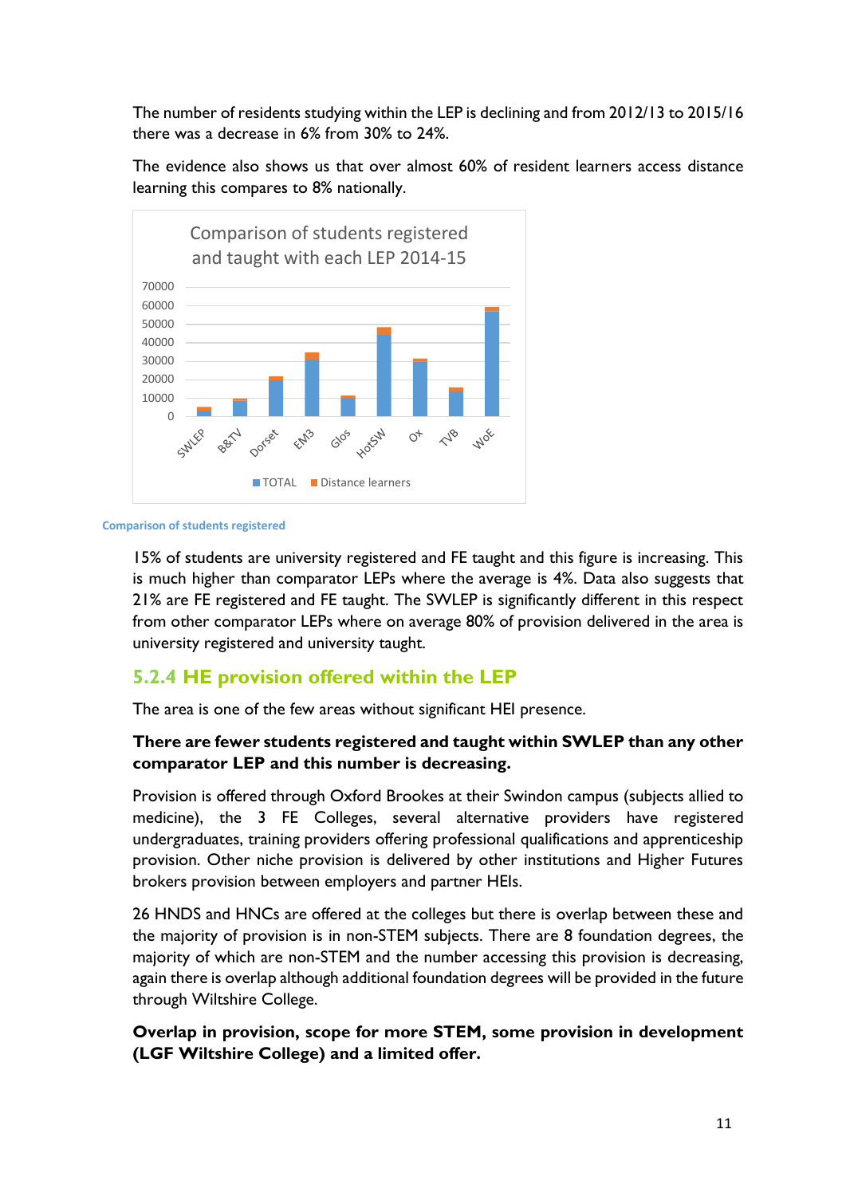The number of residents studying within the LEP is declining and from 2012/13 to 2015/16 there was a decrease in 6% from 30% to 24%.

The evidence also shows us that over almost 60% of resident learners access distance learning this compares to 8% nationally.

Comparison of students registered

15% of students are university registered and FE taught and this figure is increasing. This is much higher than comparator LEPs where the average is 4%. Data also suggests that 21% are FE registered and FE taught. The SWLEP is significantly different in this respect from other comparator LEPs where on average 80% of provision delivered in the area is university registered and university taught.

### 5.2.4 HE provision offered within the LEP

The area is one of the few areas without significant HEI presence.

**There are fewer students registered and taught within SWLEP than any other comparator LEP and this number is decreasing.**

Provision is offered through Oxford Brookes at their Swindon campus (subjects allied to medicine), the 3 FE Colleges, several alternative providers have registered undergraduates, training providers offering professional qualifications and apprenticeship provision. Other niche provision is delivered by other institutions and Higher Futures brokers provision between employers and partner HEIs.

26 HNDS and HNCs are offered at the colleges but there is overlap between these and the majority of provision is in non-STEM subjects. There are 8 foundation degrees, the majority of which are non-STEM and the number accessing this provision is decreasing, again there is overlap although additional foundation degrees will be provided in the future through Wiltshire College.

**Overlap in provision, scope for more STEM, some provision in development (LGF Wiltshire College) and a limited offer.**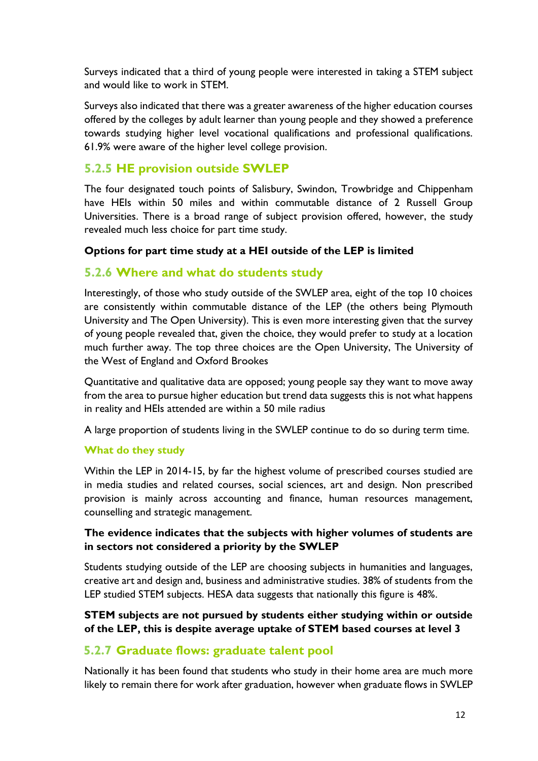Surveys indicated that a third of young people were interested in taking a STEM subject and would like to work in STEM.

Surveys also indicated that there was a greater awareness of the higher education courses offered by the colleges by adult learner than young people and they showed a preference towards studying higher level vocational qualifications and professional qualifications. 61.9% were aware of the higher level college provision.

### 5.2.5 HE provision outside SWLEP

The four designated touch points of Salisbury, Swindon, Trowbridge and Chippenham have HEIs within 50 miles and within commutable distance of 2 Russell Group Universities. There is a broad range of subject provision offered, however, the study revealed much less choice for part time study.

**Options for part time study at a HEI outside of the LEP is limited**

### 5.2.6 Where and what do students study

Interestingly, of those who study outside of the SWLEP area, eight of the top 10 choices are consistently within commutable distance of the LEP (the others being Plymouth University and The Open University). This is even more interesting given that the survey of young people revealed that, given the choice, they would prefer to study at a location much further away. The top three choices are the Open University, The University of the West of England and Oxford Brookes

Quantitative and qualitative data are opposed; young people say they want to move away from the area to pursue higher education but trend data suggests this is not what happens in reality and HEIs attended are within a 50 mile radius

A large proportion of students living in the SWLEP continue to do so during term time.

#### What do they study

Within the LEP in 2014-15, by far the highest volume of prescribed courses studied are in media studies and related courses, social sciences, art and design. Non prescribed provision is mainly across accounting and finance, human resources management, counselling and strategic management.

**The evidence indicates that the subjects with higher volumes of students are in sectors not considered a priority by the SWLEP**

Students studying outside of the LEP are choosing subjects in humanities and languages, creative art and design and, business and administrative studies. 38% of students from the LEP studied STEM subjects. HESA data suggests that nationally this figure is 48%.

**STEM subjects are not pursued by students either studying within or outside of the LEP, this is despite average uptake of STEM based courses at level 3**

### 5.2.7 Graduate flows: graduate talent pool

Nationally it has been found that students who study in their home area are much more likely to remain there for work after graduation, however when graduate flows in SWLEP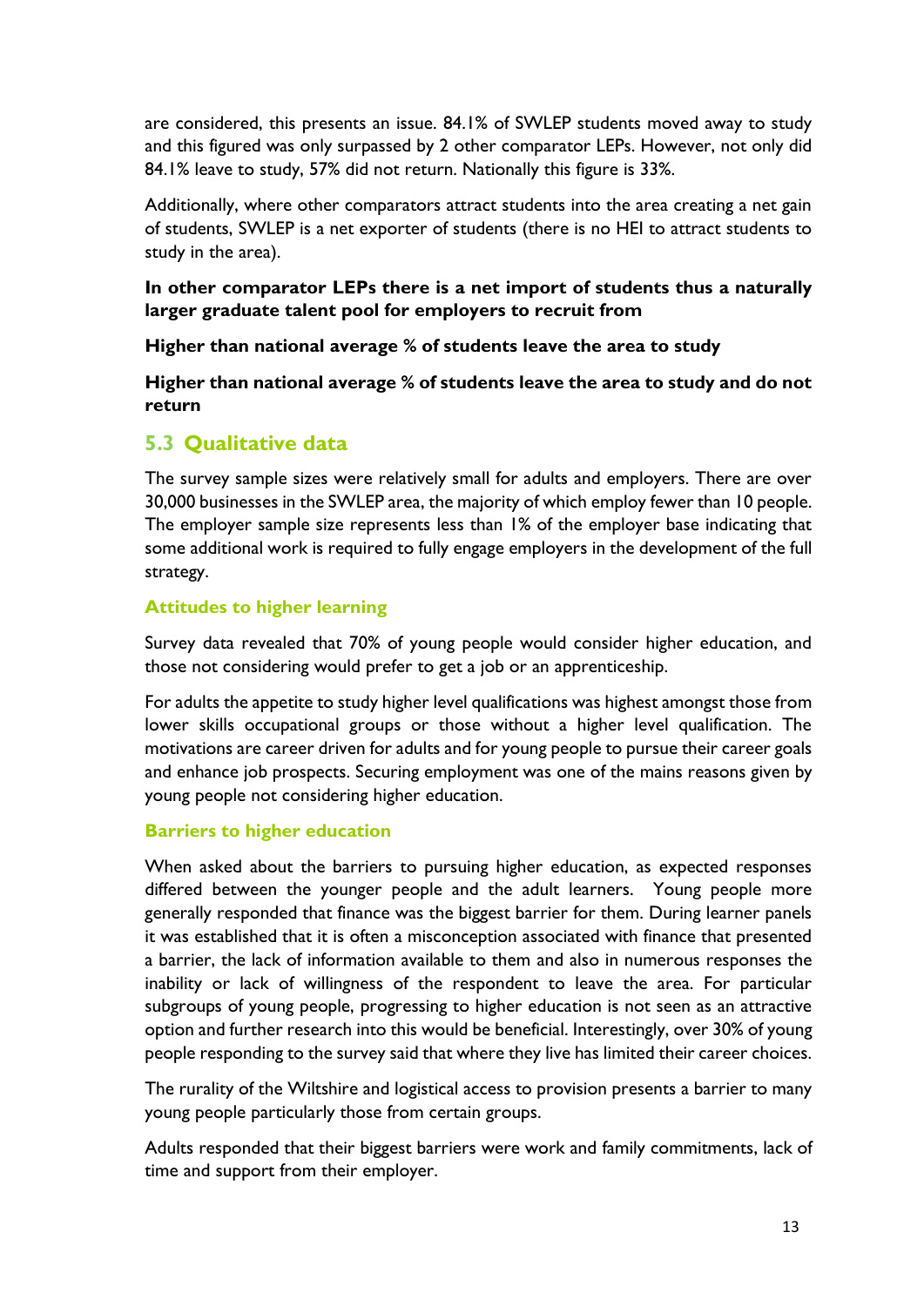are considered, this presents an issue. 84.1% of SWLEP students moved away to study and this figured was only surpassed by 2 other comparator LEPs. However, not only did 84.1% leave to study, 57% did not return. Nationally this figure is 33%.

Additionally, where other comparators attract students into the area creating a net gain of students, SWLEP is a net exporter of students (there is no HEI to attract students to study in the area).

**In other comparator LEPs there is a net import of students thus a naturally larger graduate talent pool for employers to recruit from**

**Higher than national average % of students leave the area to study**

**Higher than national average % of students leave the area to study and do not return**

## 5.3 Qualitative data

The survey sample sizes were relatively small for adults and employers. There are over 30,000 businesses in the SWLEP area, the majority of which employ fewer than 10 people. The employer sample size represents less than 1% of the employer base indicating that some additional work is required to fully engage employers in the development of the full strategy.

### Attitudes to higher learning

Survey data revealed that 70% of young people would consider higher education, and those not considering would prefer to get a job or an apprenticeship.

For adults the appetite to study higher level qualifications was highest amongst those from lower skills occupational groups or those without a higher level qualification. The motivations are career driven for adults and for young people to pursue their career goals and enhance job prospects. Securing employment was one of the mains reasons given by young people not considering higher education.

### Barriers to higher education

When asked about the barriers to pursuing higher education, as expected responses differed between the younger people and the adult learners. Young people more generally responded that finance was the biggest barrier for them. During learner panels it was established that it is often a misconception associated with finance that presented a barrier, the lack of information available to them and also in numerous responses the inability or lack of willingness of the respondent to leave the area. For particular subgroups of young people, progressing to higher education is not seen as an attractive option and further research into this would be beneficial. Interestingly, over 30% of young people responding to the survey said that where they live has limited their career choices.

The rurality of the Wiltshire and logistical access to provision presents a barrier to many young people particularly those from certain groups.

Adults responded that their biggest barriers were work and family commitments, lack of time and support from their employer.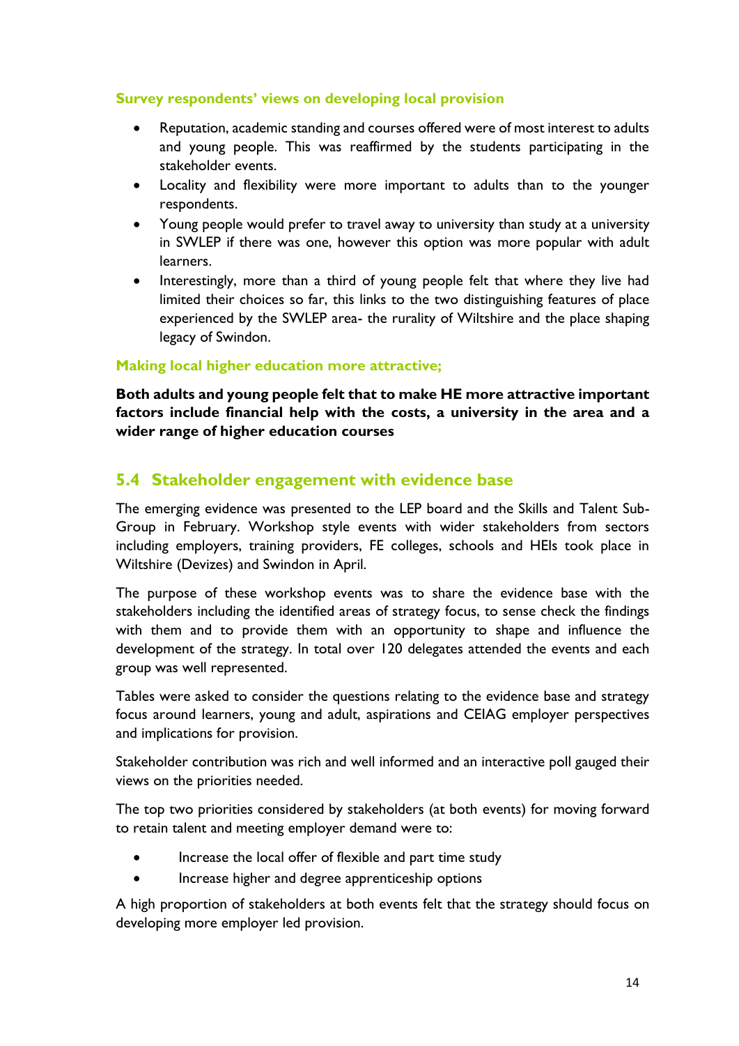#### Survey respondents' views on developing local provision

- Reputation, academic standing and courses offered were of most interest to adults and young people. This was reaffirmed by the students participating in the stakeholder events.
- Locality and flexibility were more important to adults than to the younger respondents.
- Young people would prefer to travel away to university than study at a university in SWLEP if there was one, however this option was more popular with adult learners.
- Interestingly, more than a third of young people felt that where they live had limited their choices so far, this links to the two distinguishing features of place experienced by the SWLEP area- the rurality of Wiltshire and the place shaping legacy of Swindon.

#### Making local higher education more attractive;

**Both adults and young people felt that to make HE more attractive important factors include financial help with the costs, a university in the area and a wider range of higher education courses**

## 5.4 Stakeholder engagement with evidence base

The emerging evidence was presented to the LEP board and the Skills and Talent Sub-Group in February. Workshop style events with wider stakeholders from sectors including employers, training providers, FE colleges, schools and HEIs took place in Wiltshire (Devizes) and Swindon in April.

The purpose of these workshop events was to share the evidence base with the stakeholders including the identified areas of strategy focus, to sense check the findings with them and to provide them with an opportunity to shape and influence the development of the strategy. In total over 120 delegates attended the events and each group was well represented.

Tables were asked to consider the questions relating to the evidence base and strategy focus around learners, young and adult, aspirations and CEIAG employer perspectives and implications for provision.

Stakeholder contribution was rich and well informed and an interactive poll gauged their views on the priorities needed.

The top two priorities considered by stakeholders (at both events) for moving forward to retain talent and meeting employer demand were to:

- Increase the local offer of flexible and part time study
- Increase higher and degree apprenticeship options

A high proportion of stakeholders at both events felt that the strategy should focus on developing more employer led provision.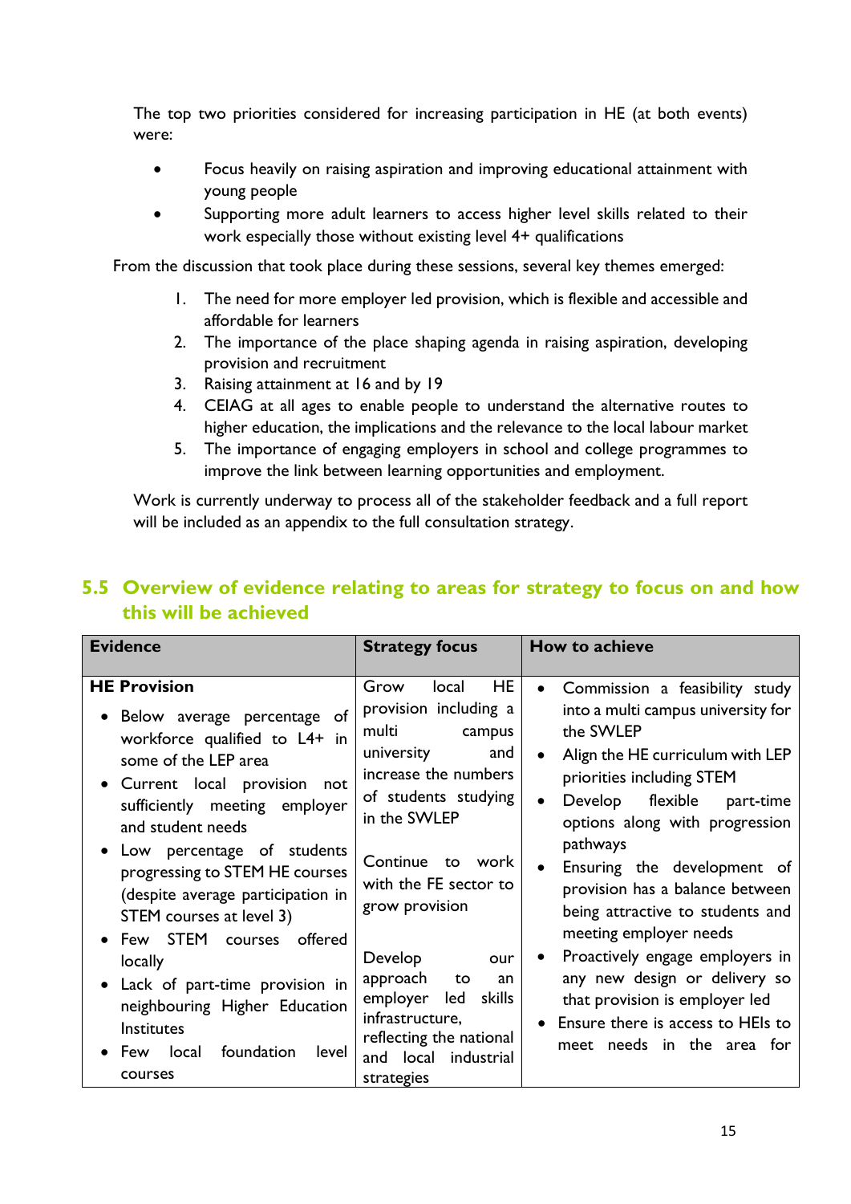The top two priorities considered for increasing participation in HE (at both events) were:

- Focus heavily on raising aspiration and improving educational attainment with young people
- Supporting more adult learners to access higher level skills related to their work especially those without existing level 4+ qualifications

From the discussion that took place during these sessions, several key themes emerged:

1. The need for more employer led provision, which is flexible and accessible and affordable for learners
2. The importance of the place shaping agenda in raising aspiration, developing provision and recruitment
3. Raising attainment at 16 and by 19
4. CEIAG at all ages to enable people to understand the alternative routes to higher education, the implications and the relevance to the local labour market
5. The importance of engaging employers in school and college programmes to improve the link between learning opportunities and employment.

Work is currently underway to process all of the stakeholder feedback and a full report will be included as an appendix to the full consultation strategy.

## 5.5 Overview of evidence relating to areas for strategy to focus on and how this will be achieved

| Evidence | Strategy focus | How to achieve |
|---|---|---|
| **HE Provision**<br>• Below average percentage of workforce qualified to L4+ in some of the LEP area<br>• Current local provision not sufficiently meeting employer and student needs<br>• Low percentage of students progressing to STEM HE courses (despite average participation in STEM courses at level 3)<br>• Few STEM courses offered locally<br>• Lack of part-time provision in neighbouring Higher Education Institutes<br>• Few local foundation level courses | Grow local HE provision including a multi campus university and increase the numbers of students studying in the SWLEP<br><br>Continue to work with the FE sector to grow provision<br><br>Develop our approach to an employer led skills infrastructure, reflecting the national and local industrial strategies | • Commission a feasibility study into a multi campus university for the SWLEP<br>• Align the HE curriculum with LEP priorities including STEM<br>• Develop flexible part-time options along with progression pathways<br>• Ensuring the development of provision has a balance between being attractive to students and meeting employer needs<br>• Proactively engage employers in any new design or delivery so that provision is employer led<br>• Ensure there is access to HEIs to meet needs in the area for |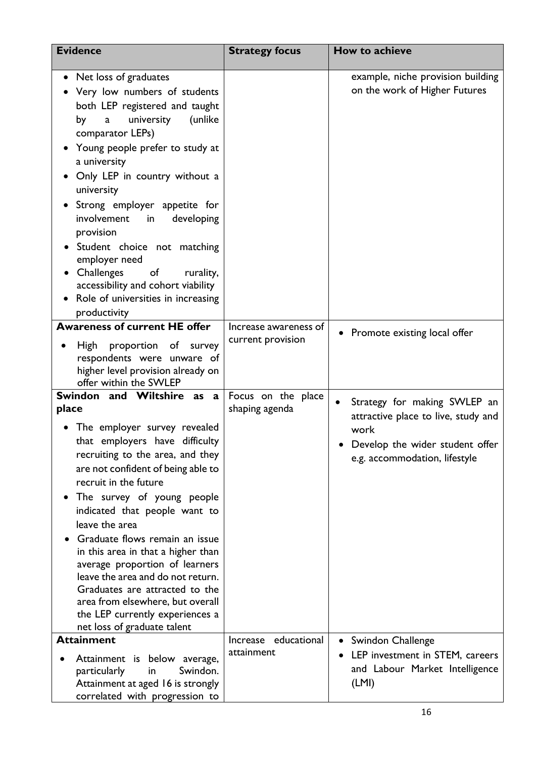| Evidence | Strategy focus | How to achieve |
| --- | --- | --- |
| • Net loss of graduates<br>• Very low numbers of students both LEP registered and taught by a university (unlike comparator LEPs)<br>• Young people prefer to study at a university<br>• Only LEP in country without a university<br>• Strong employer appetite for involvement in developing provision<br>• Student choice not matching employer need<br>• Challenges of rurality, accessibility and cohort viability<br>• Role of universities in increasing productivity | | example, niche provision building on the work of Higher Futures |
| **Awareness of current HE offer**<br>• High proportion of survey respondents were unaware of higher level provision already on offer within the SWLEP | Increase awareness of current provision | • Promote existing local offer |
| **Swindon and Wiltshire as a place**<br>• The employer survey revealed that employers have difficulty recruiting to the area, and they are not confident of being able to recruit in the future<br>• The survey of young people indicated that people want to leave the area<br>• Graduate flows remain an issue in this area in that a higher than average proportion of learners leave the area and do not return. Graduates are attracted to the area from elsewhere, but overall the LEP currently experiences a net loss of graduate talent | Focus on the place shaping agenda | • Strategy for making SWLEP an attractive place to live, study and work<br>• Develop the wider student offer e.g. accommodation, lifestyle |
| **Attainment**<br>• Attainment is below average, particularly in Swindon. Attainment at aged 16 is strongly correlated with progression to | Increase educational attainment | • Swindon Challenge<br>• LEP investment in STEM, careers and Labour Market Intelligence (LMI) |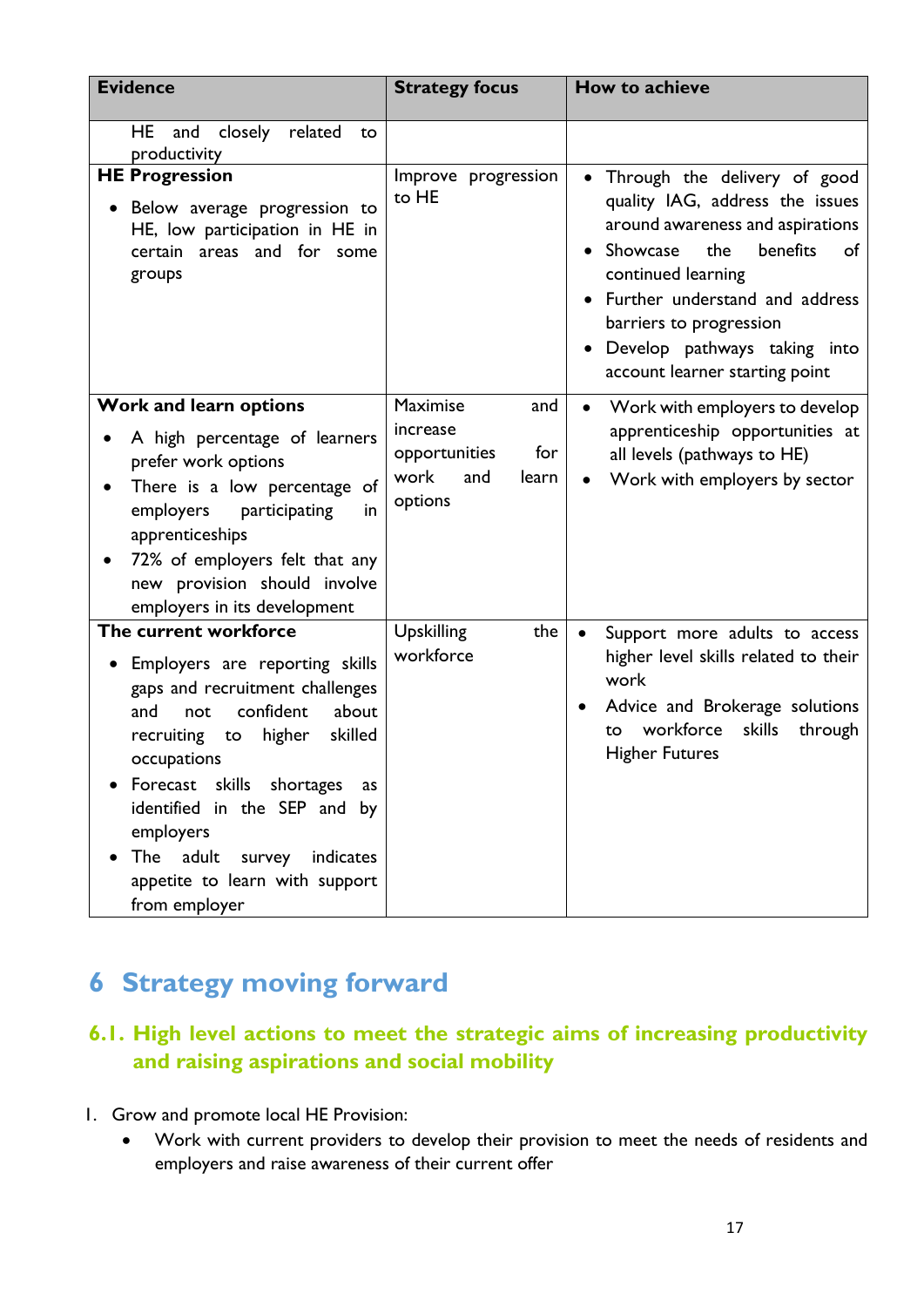| Evidence | Strategy focus | How to achieve |
|---|---|---|
| HE and closely related to productivity | | |
| **HE Progression**<br>• Below average progression to HE, low participation in HE in certain areas and for some groups | Improve progression to HE | • Through the delivery of good quality IAG, address the issues around awareness and aspirations<br>• Showcase the benefits of continued learning<br>• Further understand and address barriers to progression<br>• Develop pathways taking into account learner starting point |
| **Work and learn options**<br>• A high percentage of learners prefer work options<br>• There is a low percentage of employers participating in apprenticeships<br>• 72% of employers felt that any new provision should involve employers in its development | Maximise and increase opportunities for work and learn options | • Work with employers to develop apprenticeship opportunities at all levels (pathways to HE)<br>• Work with employers by sector |
| **The current workforce**<br>• Employers are reporting skills gaps and recruitment challenges and not confident about recruiting to higher skilled occupations<br>• Forecast skills shortages as identified in the SEP and by employers<br>• The adult survey indicates appetite to learn with support from employer | Upskilling the workforce | • Support more adults to access higher level skills related to their work<br>• Advice and Brokerage solutions to workforce skills through Higher Futures |

# 6 Strategy moving forward

## 6.1. High level actions to meet the strategic aims of increasing productivity and raising aspirations and social mobility

1. Grow and promote local HE Provision:
   - Work with current providers to develop their provision to meet the needs of residents and employers and raise awareness of their current offer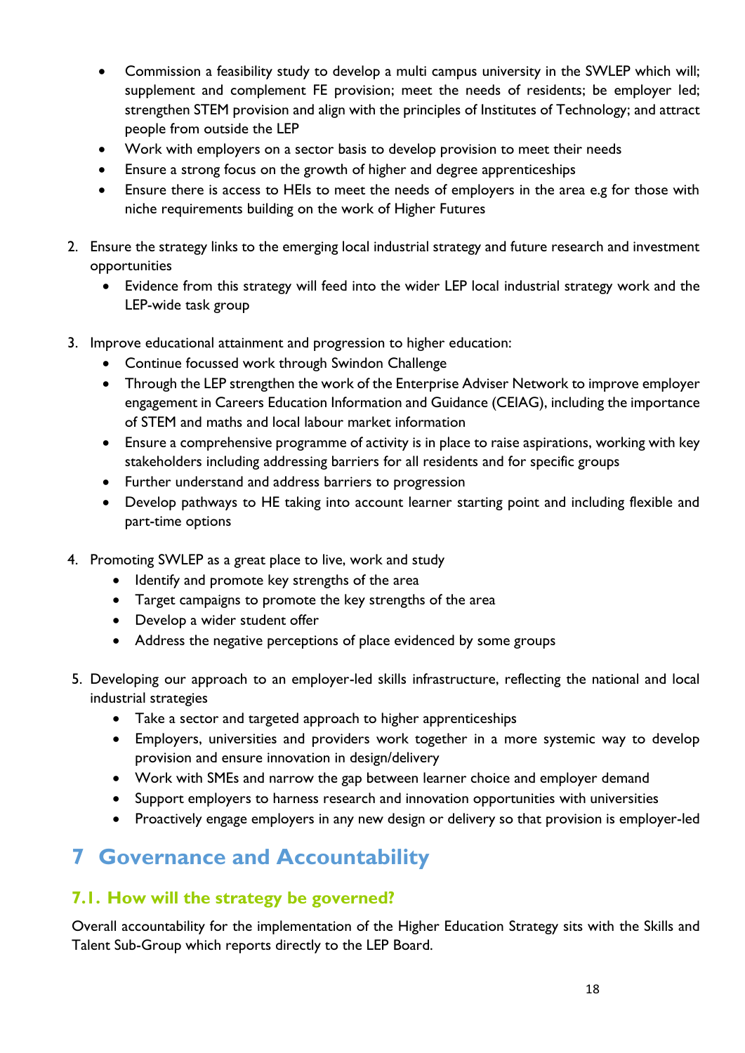- Commission a feasibility study to develop a multi campus university in the SWLEP which will; supplement and complement FE provision; meet the needs of residents; be employer led; strengthen STEM provision and align with the principles of Institutes of Technology; and attract people from outside the LEP
- Work with employers on a sector basis to develop provision to meet their needs
- Ensure a strong focus on the growth of higher and degree apprenticeships
- Ensure there is access to HEIs to meet the needs of employers in the area e.g for those with niche requirements building on the work of Higher Futures

2. Ensure the strategy links to the emerging local industrial strategy and future research and investment opportunities
   - Evidence from this strategy will feed into the wider LEP local industrial strategy work and the LEP-wide task group

3. Improve educational attainment and progression to higher education:
   - Continue focussed work through Swindon Challenge
   - Through the LEP strengthen the work of the Enterprise Adviser Network to improve employer engagement in Careers Education Information and Guidance (CEIAG), including the importance of STEM and maths and local labour market information
   - Ensure a comprehensive programme of activity is in place to raise aspirations, working with key stakeholders including addressing barriers for all residents and for specific groups
   - Further understand and address barriers to progression
   - Develop pathways to HE taking into account learner starting point and including flexible and part-time options

4. Promoting SWLEP as a great place to live, work and study
   - Identify and promote key strengths of the area
   - Target campaigns to promote the key strengths of the area
   - Develop a wider student offer
   - Address the negative perceptions of place evidenced by some groups

5. Developing our approach to an employer-led skills infrastructure, reflecting the national and local industrial strategies
   - Take a sector and targeted approach to higher apprenticeships
   - Employers, universities and providers work together in a more systemic way to develop provision and ensure innovation in design/delivery
   - Work with SMEs and narrow the gap between learner choice and employer demand
   - Support employers to harness research and innovation opportunities with universities
   - Proactively engage employers in any new design or delivery so that provision is employer-led

# 7 Governance and Accountability

## 7.1. How will the strategy be governed?

Overall accountability for the implementation of the Higher Education Strategy sits with the Skills and Talent Sub-Group which reports directly to the LEP Board.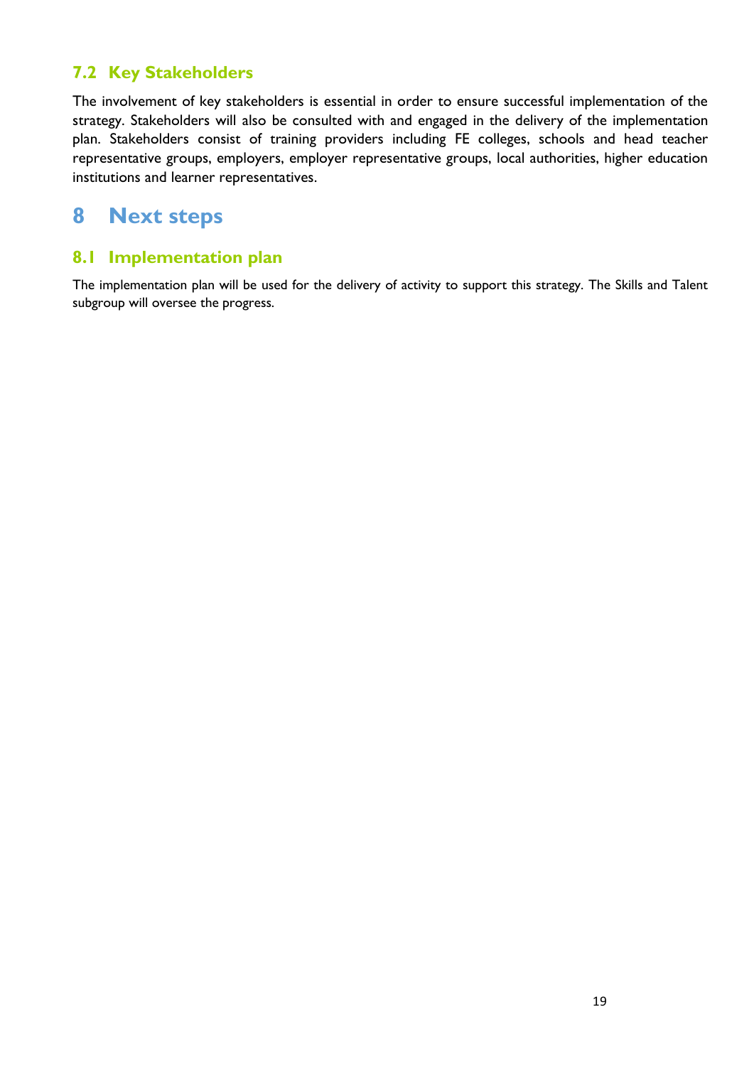### 7.2 Key Stakeholders

The involvement of key stakeholders is essential in order to ensure successful implementation of the strategy. Stakeholders will also be consulted with and engaged in the delivery of the implementation plan. Stakeholders consist of training providers including FE colleges, schools and head teacher representative groups, employers, employer representative groups, local authorities, higher education institutions and learner representatives.

## 8 Next steps

### 8.1 Implementation plan

The implementation plan will be used for the delivery of activity to support this strategy. The Skills and Talent subgroup will oversee the progress.